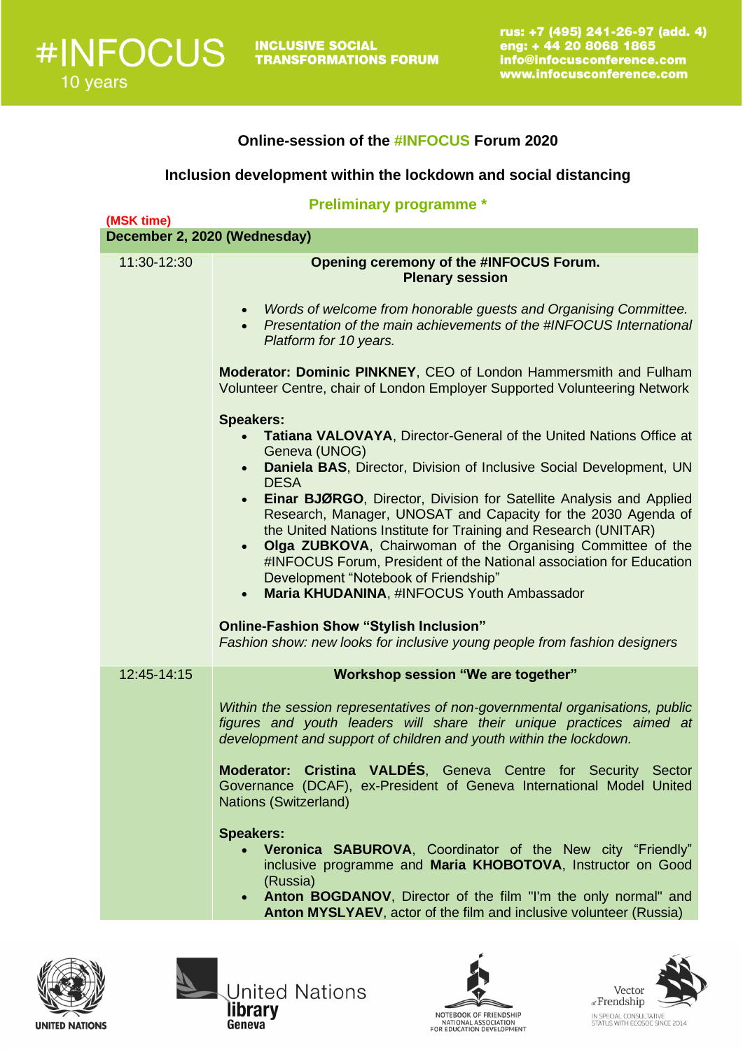#INFOCUS 10 years

**INCLUSIVE SOCIAL TRANSFORMATIONS FORUM**

rus: +7 (495) 241-26-97 (add. 4)
eng: + 44 20 8068 1865
info@infocusconference.com
www.infocusconference.com

### Online-session of the #INFOCUS Forum 2020

### Inclusion development within the lockdown and social distancing

**Preliminary programme ***

(MSK time)

**December 2, 2020 (Wednesday)**

**11:30-12:30**

**Opening ceremony of the #INFOCUS Forum.**
**Plenary session**

- *Words of welcome from honorable guests and Organising Committee.*
- *Presentation of the main achievements of the #INFOCUS International Platform for 10 years.*

**Moderator: Dominic PINKNEY**, CEO of London Hammersmith and Fulham Volunteer Centre, chair of London Employer Supported Volunteering Network

**Speakers:**

- **Tatiana VALOVAYA**, Director-General of the United Nations Office at Geneva (UNOG)
- **Daniela BAS**, Director, Division of Inclusive Social Development, UN DESA
- **Einar BJØRGO**, Director, Division for Satellite Analysis and Applied Research, Manager, UNOSAT and Capacity for the 2030 Agenda of the United Nations Institute for Training and Research (UNITAR)
- **Olga ZUBKOVA**, Chairwoman of the Organising Committee of the #INFOCUS Forum, President of the National association for Education Development "Notebook of Friendship"
- **Maria KHUDANINA**, #INFOCUS Youth Ambassador

**Online-Fashion Show "Stylish Inclusion"**
*Fashion show: new looks for inclusive young people from fashion designers*

**12:45-14:15**

**Workshop session "We are together"**

*Within the session representatives of non-governmental organisations, public figures and youth leaders will share their unique practices aimed at development and support of children and youth within the lockdown.*

**Moderator: Cristina VALDÉS**, Geneva Centre for Security Sector Governance (DCAF), ex-President of Geneva International Model United Nations (Switzerland)

**Speakers:**

- **Veronica SABUROVA**, Coordinator of the New city "Friendly" inclusive programme and **Maria KHOBOTOVA**, Instructor on Good (Russia)
- **Anton BOGDANOV**, Director of the film "I'm the only normal" and **Anton MYSLYAEV**, actor of the film and inclusive volunteer (Russia)

UNITED NATIONS | United Nations library Geneva | NOTEBOOK OF FRIENDSHIP NATIONAL ASSOCIATION FOR EDUCATION DEVELOPMENT | Vector of Frendship IN SPECIAL CONSULTATIVE STATUS WITH ECOSOC SINCE 2014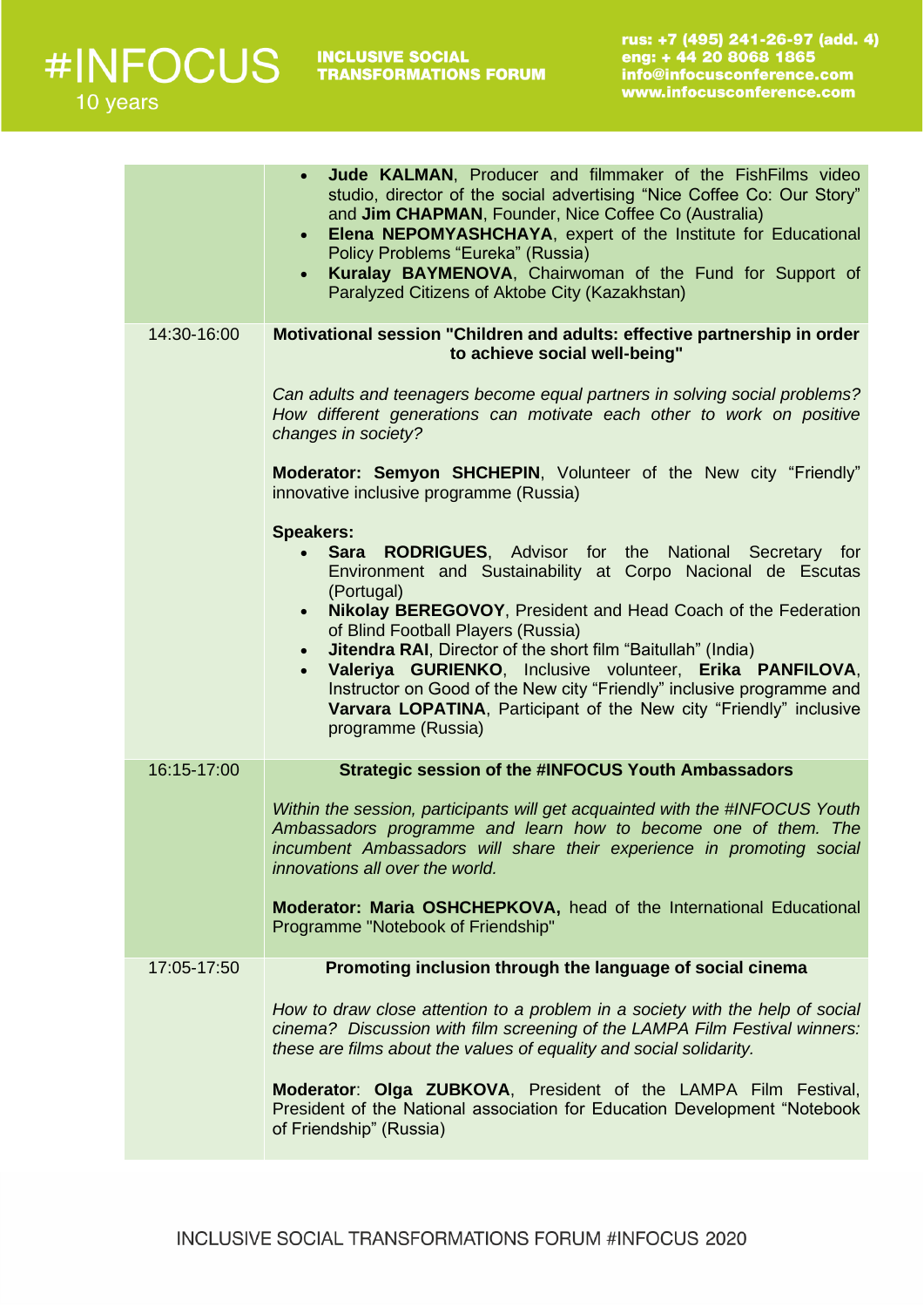| | |
|---|---|
| | • **Jude KALMAN**, Producer and filmmaker of the FishFilms video studio, director of the social advertising "Nice Coffee Co: Our Story" and **Jim CHAPMAN**, Founder, Nice Coffee Co (Australia)<br>• **Elena NEPOMYASHCHAYA**, expert of the Institute for Educational Policy Problems "Eureka" (Russia)<br>• **Kuralay BAYMENOVA**, Chairwoman of the Fund for Support of Paralyzed Citizens of Aktobe City (Kazakhstan) |
| 14:30-16:00 | **Motivational session "Children and adults: effective partnership in order to achieve social well-being"**<br><br>*Can adults and teenagers become equal partners in solving social problems? How different generations can motivate each other to work on positive changes in society?*<br><br>**Moderator: Semyon SHCHEPIN**, Volunteer of the New city "Friendly" innovative inclusive programme (Russia)<br><br>**Speakers:**<br>• **Sara RODRIGUES**, Advisor for the National Secretary for Environment and Sustainability at Corpo Nacional de Escutas (Portugal)<br>• **Nikolay BEREGOVOY**, President and Head Coach of the Federation of Blind Football Players (Russia)<br>• **Jitendra RAI**, Director of the short film "Baitullah" (India)<br>• **Valeriya GURIENKO**, Inclusive volunteer, **Erika PANFILOVA**, Instructor on Good of the New city "Friendly" inclusive programme and **Varvara LOPATINA**, Participant of the New city "Friendly" inclusive programme (Russia) |
| 16:15-17:00 | **Strategic session of the #INFOCUS Youth Ambassadors**<br><br>*Within the session, participants will get acquainted with the #INFOCUS Youth Ambassadors programme and learn how to become one of them. The incumbent Ambassadors will share their experience in promoting social innovations all over the world.*<br><br>**Moderator: Maria OSHCHEPKOVA,** head of the International Educational Programme "Notebook of Friendship" |
| 17:05-17:50 | **Promoting inclusion through the language of social cinema**<br><br>*How to draw close attention to a problem in a society with the help of social cinema? Discussion with film screening of the LAMPA Film Festival winners: these are films about the values of equality and social solidarity.*<br><br>**Moderator**: **Olga ZUBKOVA**, President of the LAMPA Film Festival, President of the National association for Education Development "Notebook of Friendship" (Russia) |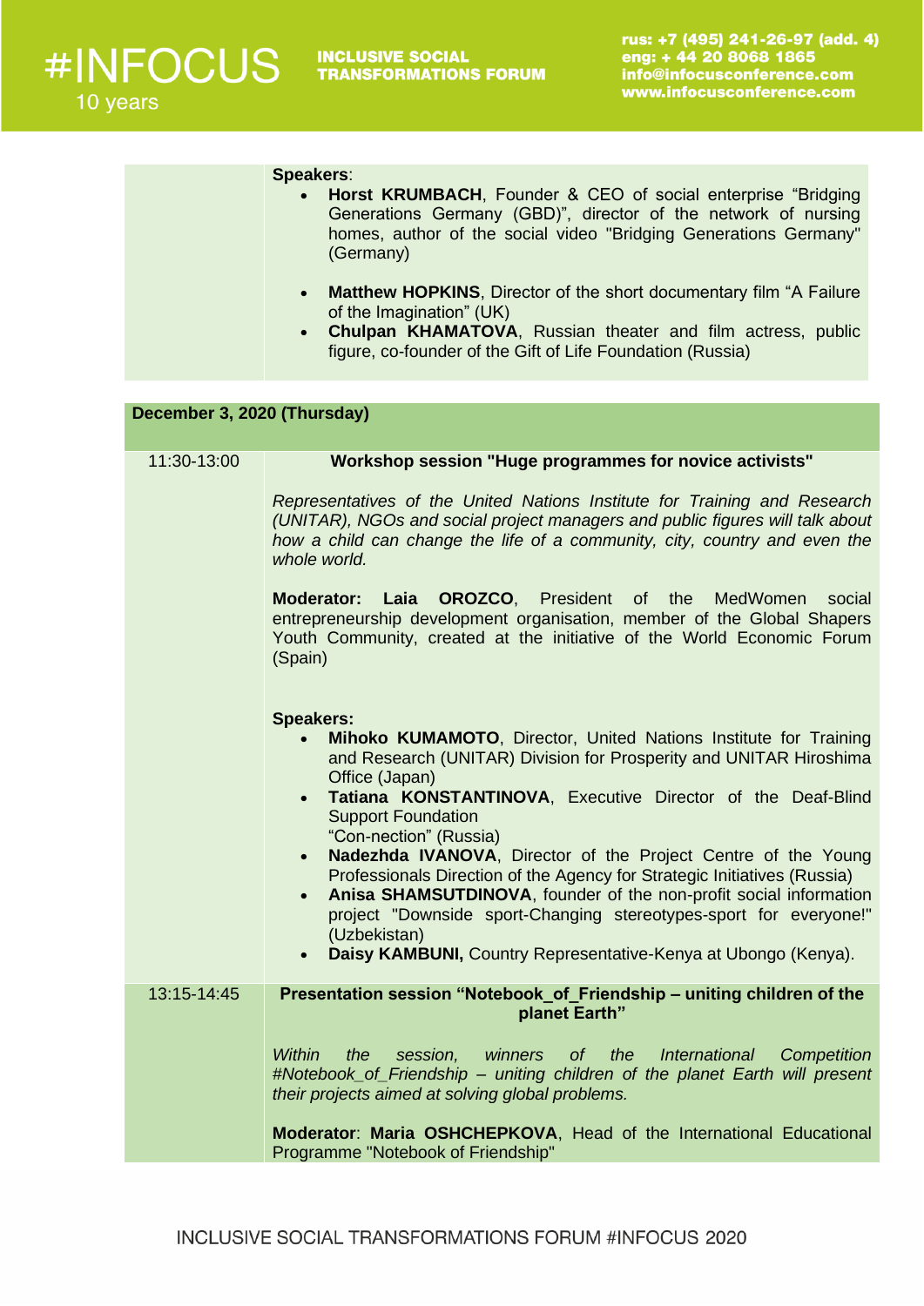**Speakers**:

- **Horst KRUMBACH**, Founder & CEO of social enterprise "Bridging Generations Germany (GBD)", director of the network of nursing homes, author of the social video "Bridging Generations Germany" (Germany)
- **Matthew HOPKINS**, Director of the short documentary film "A Failure of the Imagination" (UK)
- **Chulpan KHAMATOVA**, Russian theater and film actress, public figure, co-founder of the Gift of Life Foundation (Russia)

## December 3, 2020 (Thursday)

**11:30-13:00**

### Workshop session "Huge programmes for novice activists"

*Representatives of the United Nations Institute for Training and Research (UNITAR), NGOs and social project managers and public figures will talk about how a child can change the life of a community, city, country and even the whole world.*

**Moderator: Laia OROZCO**, President of the MedWomen social entrepreneurship development organisation, member of the Global Shapers Youth Community, created at the initiative of the World Economic Forum (Spain)

**Speakers:**

- **Mihoko KUMAMOTO**, Director, United Nations Institute for Training and Research (UNITAR) Division for Prosperity and UNITAR Hiroshima Office (Japan)
- **Tatiana KONSTANTINOVA**, Executive Director of the Deaf-Blind Support Foundation "Con-nection" (Russia)
- **Nadezhda IVANOVA**, Director of the Project Centre of the Young Professionals Direction of the Agency for Strategic Initiatives (Russia)
- **Anisa SHAMSUTDINOVA**, founder of the non-profit social information project "Downside sport-Changing stereotypes-sport for everyone!" (Uzbekistan)
- **Daisy KAMBUNI,** Country Representative-Kenya at Ubongo (Kenya).

**13:15-14:45**

### Presentation session "Notebook_of_Friendship – uniting children of the planet Earth"

*Within the session, winners of the International Competition #Notebook_of_Friendship – uniting children of the planet Earth will present their projects aimed at solving global problems.*

**Moderator**: **Maria OSHCHEPKOVA**, Head of the International Educational Programme "Notebook of Friendship"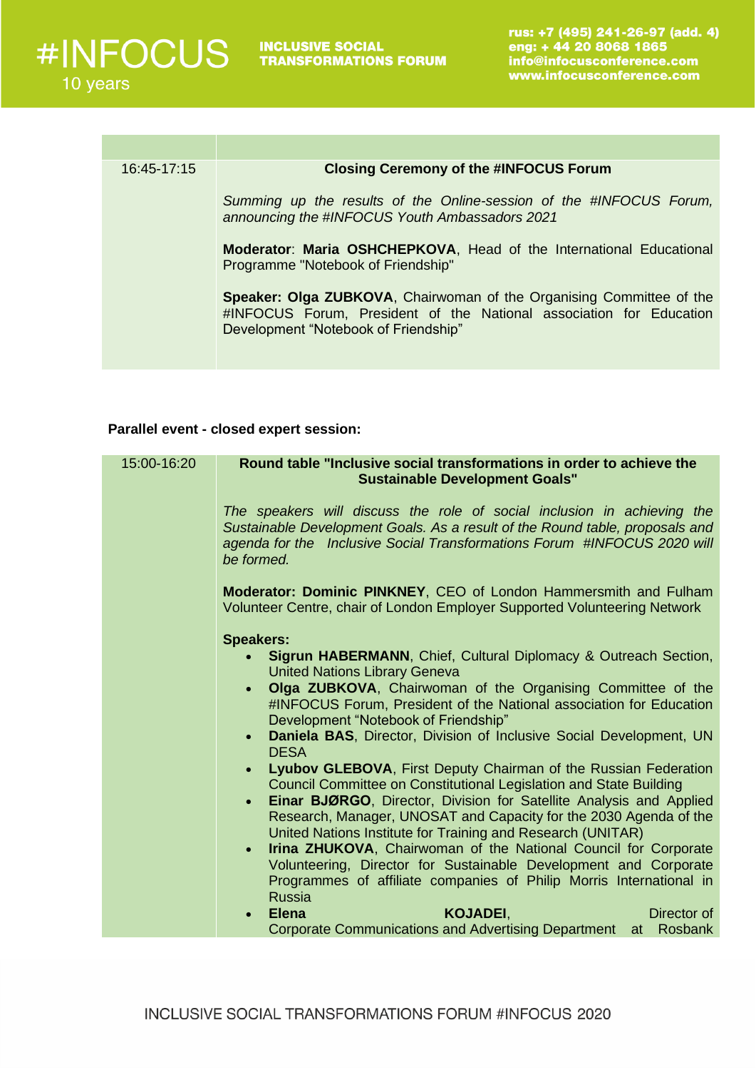| | |
|---|---|
| 16:45-17:15 | **Closing Ceremony of the #INFOCUS Forum**<br><br>*Summing up the results of the Online-session of the #INFOCUS Forum, announcing the #INFOCUS Youth Ambassadors 2021*<br><br>**Moderator**: **Maria OSHCHEPKOVA**, Head of the International Educational Programme "Notebook of Friendship"<br><br>**Speaker: Olga ZUBKOVA**, Chairwoman of the Organising Committee of the #INFOCUS Forum, President of the National association for Education Development "Notebook of Friendship" |

**Parallel event - closed expert session:**

| | |
|---|---|
| 15:00-16:20 | **Round table "Inclusive social transformations in order to achieve the Sustainable Development Goals"**<br><br>*The speakers will discuss the role of social inclusion in achieving the Sustainable Development Goals. As a result of the Round table, proposals and agenda for the Inclusive Social Transformations Forum #INFOCUS 2020 will be formed.*<br><br>**Moderator: Dominic PINKNEY**, CEO of London Hammersmith and Fulham Volunteer Centre, chair of London Employer Supported Volunteering Network<br><br>**Speakers:**<br>• **Sigrun HABERMANN**, Chief, Cultural Diplomacy & Outreach Section, United Nations Library Geneva<br>• **Olga ZUBKOVA**, Chairwoman of the Organising Committee of the #INFOCUS Forum, President of the National association for Education Development "Notebook of Friendship"<br>• **Daniela BAS**, Director, Division of Inclusive Social Development, UN DESA<br>• **Lyubov GLEBOVA**, First Deputy Chairman of the Russian Federation Council Committee on Constitutional Legislation and State Building<br>• **Einar BJØRGO**, Director, Division for Satellite Analysis and Applied Research, Manager, UNOSAT and Capacity for the 2030 Agenda of the United Nations Institute for Training and Research (UNITAR)<br>• **Irina ZHUKOVA**, Chairwoman of the National Council for Corporate Volunteering, Director for Sustainable Development and Corporate Programmes of affiliate companies of Philip Morris International in Russia<br>• **Elena KOJADEI**, Director of Corporate Communications and Advertising Department at Rosbank |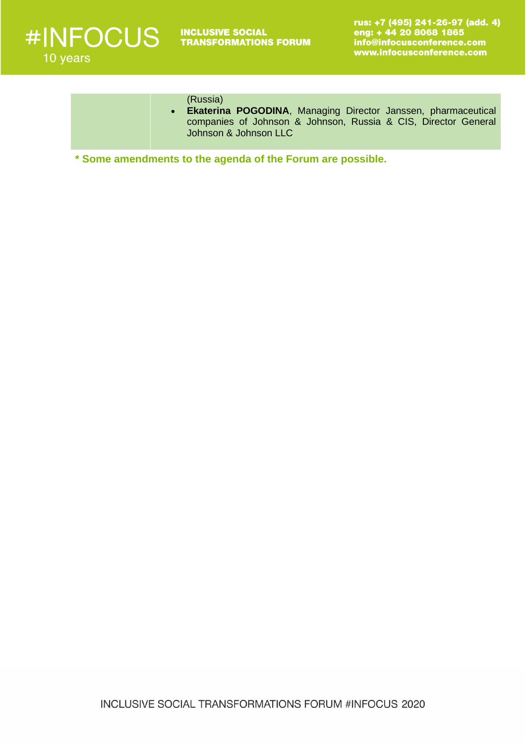| | |
|---|---|
| | (Russia)<br>• **Ekaterina POGODINA**, Managing Director Janssen, pharmaceutical companies of Johnson & Johnson, Russia & CIS, Director General Johnson & Johnson LLC |

**\* Some amendments to the agenda of the Forum are possible.**